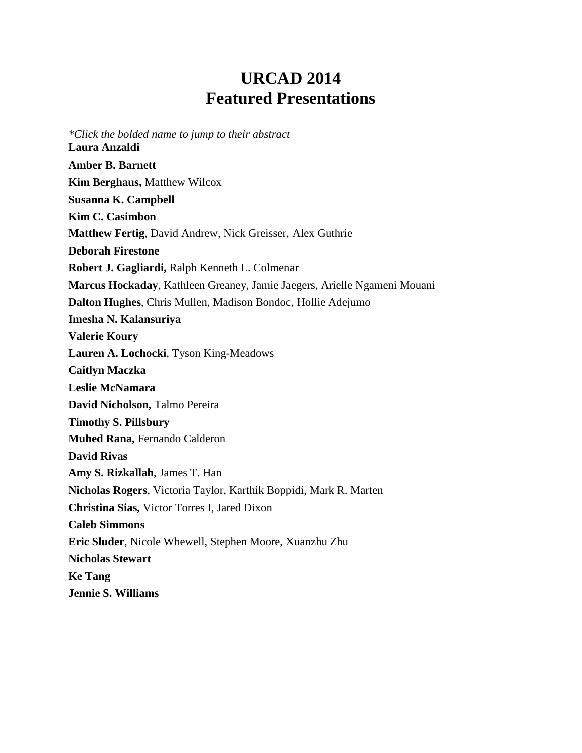# URCAD 2014
# Featured Presentations

*\*Click the bolded name to jump to their abstract*

**Laura Anzaldi**

**Amber B. Barnett**

**Kim Berghaus,** Matthew Wilcox

**Susanna K. Campbell**

**Kim C. Casimbon**

**Matthew Fertig**, David Andrew, Nick Greisser, Alex Guthrie

**Deborah Firestone**

**Robert J. Gagliardi,** Ralph Kenneth L. Colmenar

**Marcus Hockaday**, Kathleen Greaney, Jamie Jaegers, Arielle Ngameni Mouani

**Dalton Hughes**, Chris Mullen, Madison Bondoc, Hollie Adejumo

**Imesha N. Kalansuriya**

**Valerie Koury**

**Lauren A. Lochocki**, Tyson King-Meadows

**Caitlyn Maczka**

**Leslie McNamara**

**David Nicholson,** Talmo Pereira

**Timothy S. Pillsbury**

**Muhed Rana,** Fernando Calderon

**David Rivas**

**Amy S. Rizkallah**, James T. Han

**Nicholas Rogers**, Victoria Taylor, Karthik Boppidi, Mark R. Marten

**Christina Sias,** Victor Torres I, Jared Dixon

**Caleb Simmons**

**Eric Sluder**, Nicole Whewell, Stephen Moore, Xuanzhu Zhu

**Nicholas Stewart**

**Ke Tang**

**Jennie S. Williams**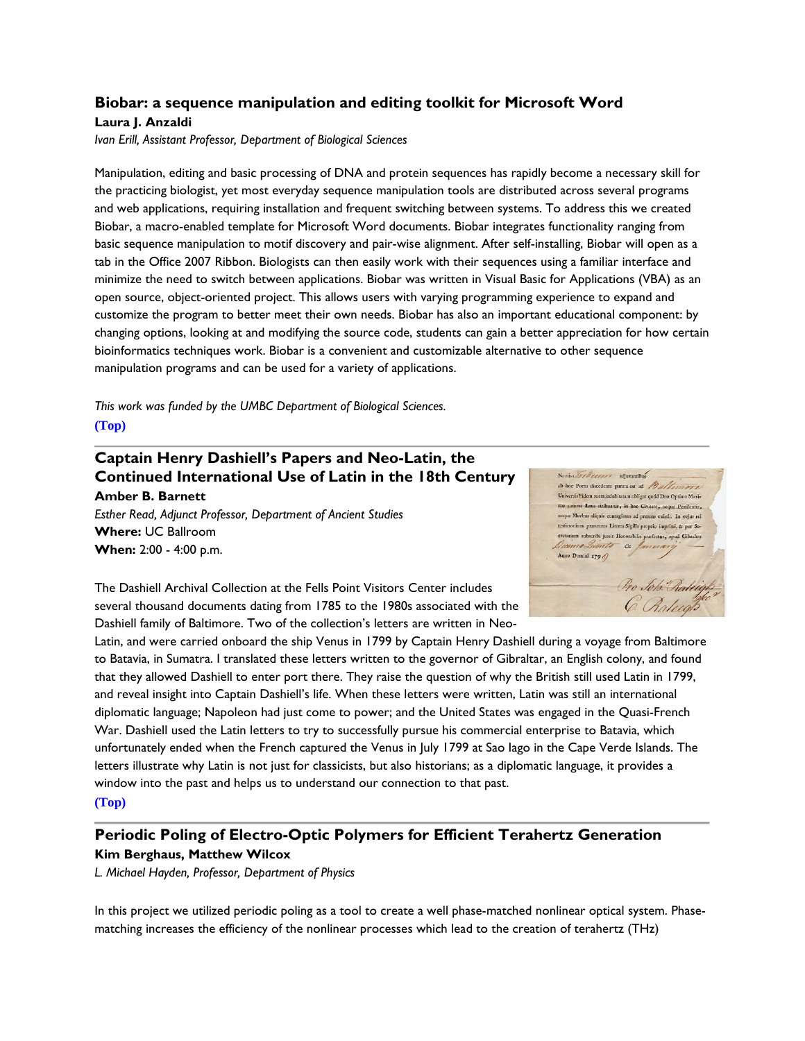## Biobar: a sequence manipulation and editing toolkit for Microsoft Word

**Laura J. Anzaldi**

*Ivan Erill, Assistant Professor, Department of Biological Sciences*

Manipulation, editing and basic processing of DNA and protein sequences has rapidly become a necessary skill for the practicing biologist, yet most everyday sequence manipulation tools are distributed across several programs and web applications, requiring installation and frequent switching between systems. To address this we created Biobar, a macro-enabled template for Microsoft Word documents. Biobar integrates functionality ranging from basic sequence manipulation to motif discovery and pair-wise alignment. After self-installing, Biobar will open as a tab in the Office 2007 Ribbon. Biologists can then easily work with their sequences using a familiar interface and minimize the need to switch between applications. Biobar was written in Visual Basic for Applications (VBA) as an open source, object-oriented project. This allows users with varying programming experience to expand and customize the program to better meet their own needs. Biobar has also an important educational component: by changing options, looking at and modifying the source code, students can gain a better appreciation for how certain bioinformatics techniques work. Biobar is a convenient and customizable alternative to other sequence manipulation programs and can be used for a variety of applications.

*This work was funded by the UMBC Department of Biological Sciences.*

**(Top)**

---

## Captain Henry Dashiell's Papers and Neo-Latin, the Continued International Use of Latin in the 18th Century

**Amber B. Barnett**

*Esther Read, Adjunct Professor, Department of Ancient Studies*

**Where:** UC Ballroom

**When:** 2:00 - 4:00 p.m.

The Dashiell Archival Collection at the Fells Point Visitors Center includes several thousand documents dating from 1785 to the 1980s associated with the Dashiell family of Baltimore. Two of the collection's letters are written in Neo-Latin, and were carried onboard the ship Venus in 1799 by Captain Henry Dashiell during a voyage from Baltimore to Batavia, in Sumatra. I translated these letters written to the governor of Gibraltar, an English colony, and found that they allowed Dashiell to enter port there. They raise the question of why the British still used Latin in 1799, and reveal insight into Captain Dashiell's life. When these letters were written, Latin was still an international diplomatic language; Napoleon had just come to power; and the United States was engaged in the Quasi-French War. Dashiell used the Latin letters to try to successfully pursue his commercial enterprise to Batavia, which unfortunately ended when the French captured the Venus in July 1799 at Sao Iago in the Cape Verde Islands. The letters illustrate why Latin is not just for classicists, but also historians; as a diplomatic language, it provides a window into the past and helps us to understand our connection to that past.

**(Top)**

---

## Periodic Poling of Electro-Optic Polymers for Efficient Terahertz Generation

**Kim Berghaus, Matthew Wilcox**

*L. Michael Hayden, Professor, Department of Physics*

In this project we utilized periodic poling as a tool to create a well phase-matched nonlinear optical system. Phase-matching increases the efficiency of the nonlinear processes which lead to the creation of terahertz (THz)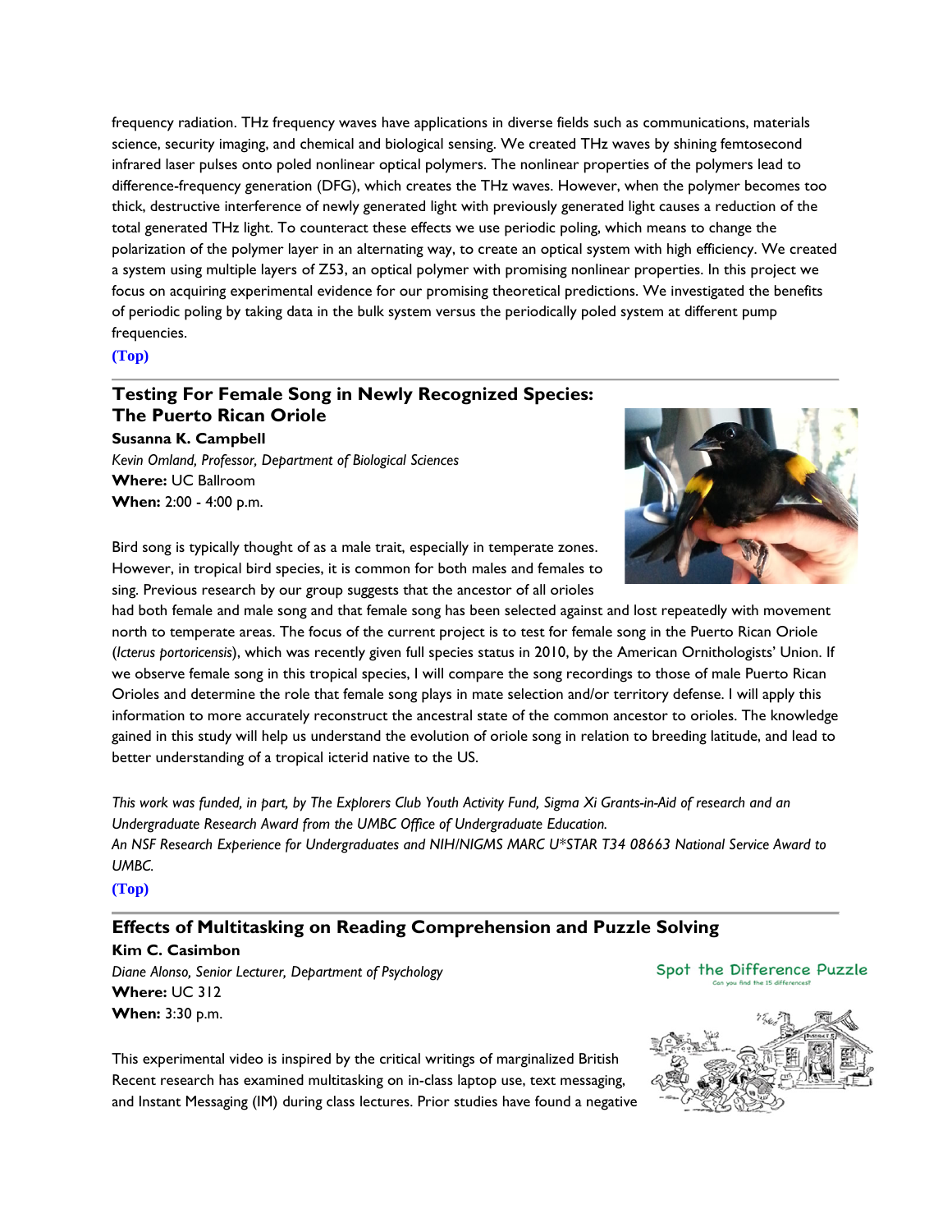frequency radiation. THz frequency waves have applications in diverse fields such as communications, materials science, security imaging, and chemical and biological sensing. We created THz waves by shining femtosecond infrared laser pulses onto poled nonlinear optical polymers. The nonlinear properties of the polymers lead to difference-frequency generation (DFG), which creates the THz waves. However, when the polymer becomes too thick, destructive interference of newly generated light with previously generated light causes a reduction of the total generated THz light. To counteract these effects we use periodic poling, which means to change the polarization of the polymer layer in an alternating way, to create an optical system with high efficiency. We created a system using multiple layers of Z53, an optical polymer with promising nonlinear properties. In this project we focus on acquiring experimental evidence for our promising theoretical predictions. We investigated the benefits of periodic poling by taking data in the bulk system versus the periodically poled system at different pump frequencies.

(Top)

## Testing For Female Song in Newly Recognized Species: The Puerto Rican Oriole

**Susanna K. Campbell**

*Kevin Omland, Professor, Department of Biological Sciences*

**Where:** UC Ballroom

**When:** 2:00 - 4:00 p.m.

Bird song is typically thought of as a male trait, especially in temperate zones. However, in tropical bird species, it is common for both males and females to sing. Previous research by our group suggests that the ancestor of all orioles had both female and male song and that female song has been selected against and lost repeatedly with movement north to temperate areas. The focus of the current project is to test for female song in the Puerto Rican Oriole (*Icterus portoricensis*), which was recently given full species status in 2010, by the American Ornithologists' Union. If we observe female song in this tropical species, I will compare the song recordings to those of male Puerto Rican Orioles and determine the role that female song plays in mate selection and/or territory defense. I will apply this information to more accurately reconstruct the ancestral state of the common ancestor to orioles. The knowledge gained in this study will help us understand the evolution of oriole song in relation to breeding latitude, and lead to better understanding of a tropical icterid native to the US.

*This work was funded, in part, by The Explorers Club Youth Activity Fund, Sigma Xi Grants-in-Aid of research and an Undergraduate Research Award from the UMBC Office of Undergraduate Education.*
*An NSF Research Experience for Undergraduates and NIH/NIGMS MARC U*STAR T34 08663 National Service Award to UMBC.*

(Top)

## Effects of Multitasking on Reading Comprehension and Puzzle Solving

**Kim C. Casimbon**

*Diane Alonso, Senior Lecturer, Department of Psychology*

**Where:** UC 312

**When:** 3:30 p.m.

This experimental video is inspired by the critical writings of marginalized British Recent research has examined multitasking on in-class laptop use, text messaging, and Instant Messaging (IM) during class lectures. Prior studies have found a negative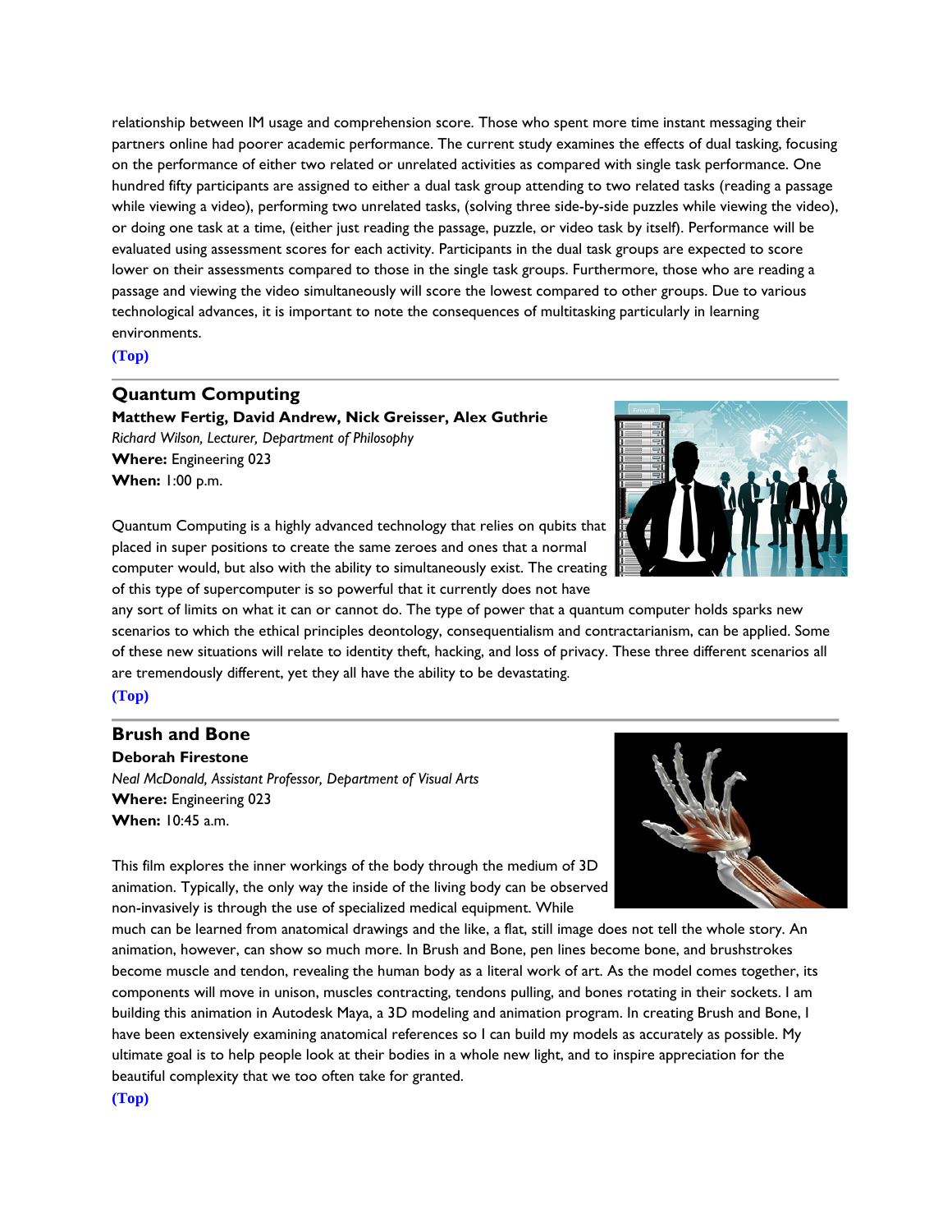relationship between IM usage and comprehension score. Those who spent more time instant messaging their partners online had poorer academic performance. The current study examines the effects of dual tasking, focusing on the performance of either two related or unrelated activities as compared with single task performance. One hundred fifty participants are assigned to either a dual task group attending to two related tasks (reading a passage while viewing a video), performing two unrelated tasks, (solving three side-by-side puzzles while viewing the video), or doing one task at a time, (either just reading the passage, puzzle, or video task by itself). Performance will be evaluated using assessment scores for each activity. Participants in the dual task groups are expected to score lower on their assessments compared to those in the single task groups. Furthermore, those who are reading a passage and viewing the video simultaneously will score the lowest compared to other groups. Due to various technological advances, it is important to note the consequences of multitasking particularly in learning environments.

**(Top)**

---

## Quantum Computing

**Matthew Fertig, David Andrew, Nick Greisser, Alex Guthrie**

*Richard Wilson, Lecturer, Department of Philosophy*

**Where:** Engineering 023

**When:** 1:00 p.m.

Quantum Computing is a highly advanced technology that relies on qubits that placed in super positions to create the same zeroes and ones that a normal computer would, but also with the ability to simultaneously exist. The creating of this type of supercomputer is so powerful that it currently does not have any sort of limits on what it can or cannot do. The type of power that a quantum computer holds sparks new scenarios to which the ethical principles deontology, consequentialism and contractarianism, can be applied. Some of these new situations will relate to identity theft, hacking, and loss of privacy. These three different scenarios all are tremendously different, yet they all have the ability to be devastating.

**(Top)**

---

## Brush and Bone

**Deborah Firestone**

*Neal McDonald, Assistant Professor, Department of Visual Arts*

**Where:** Engineering 023

**When:** 10:45 a.m.

This film explores the inner workings of the body through the medium of 3D animation. Typically, the only way the inside of the living body can be observed non-invasively is through the use of specialized medical equipment. While much can be learned from anatomical drawings and the like, a flat, still image does not tell the whole story. An animation, however, can show so much more. In Brush and Bone, pen lines become bone, and brushstrokes become muscle and tendon, revealing the human body as a literal work of art. As the model comes together, its components will move in unison, muscles contracting, tendons pulling, and bones rotating in their sockets. I am building this animation in Autodesk Maya, a 3D modeling and animation program. In creating Brush and Bone, I have been extensively examining anatomical references so I can build my models as accurately as possible. My ultimate goal is to help people look at their bodies in a whole new light, and to inspire appreciation for the beautiful complexity that we too often take for granted.

**(Top)**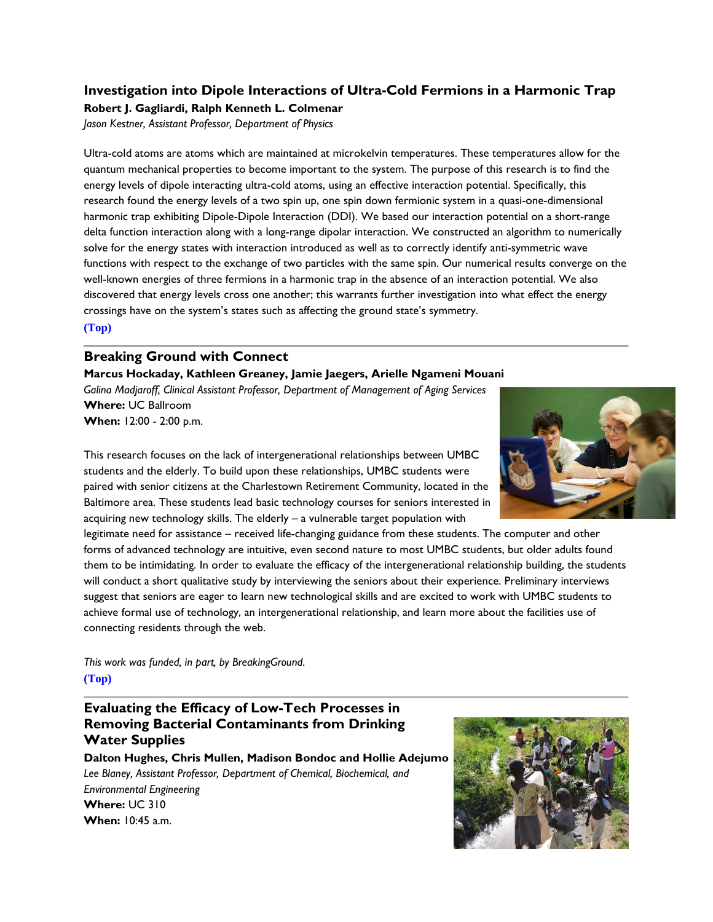### Investigation into Dipole Interactions of Ultra-Cold Fermions in a Harmonic Trap

**Robert J. Gagliardi, Ralph Kenneth L. Colmenar**

*Jason Kestner, Assistant Professor, Department of Physics*

Ultra-cold atoms are atoms which are maintained at microkelvin temperatures. These temperatures allow for the quantum mechanical properties to become important to the system. The purpose of this research is to find the energy levels of dipole interacting ultra-cold atoms, using an effective interaction potential. Specifically, this research found the energy levels of a two spin up, one spin down fermionic system in a quasi-one-dimensional harmonic trap exhibiting Dipole-Dipole Interaction (DDI). We based our interaction potential on a short-range delta function interaction along with a long-range dipolar interaction. We constructed an algorithm to numerically solve for the energy states with interaction introduced as well as to correctly identify anti-symmetric wave functions with respect to the exchange of two particles with the same spin. Our numerical results converge on the well-known energies of three fermions in a harmonic trap in the absence of an interaction potential. We also discovered that energy levels cross one another; this warrants further investigation into what effect the energy crossings have on the system's states such as affecting the ground state's symmetry.

(Top)

---

### Breaking Ground with Connect

**Marcus Hockaday, Kathleen Greaney, Jamie Jaegers, Arielle Ngameni Mouani**

*Galina Madjaroff, Clinical Assistant Professor, Department of Management of Aging Services*

**Where:** UC Ballroom

**When:** 12:00 - 2:00 p.m.

This research focuses on the lack of intergenerational relationships between UMBC students and the elderly. To build upon these relationships, UMBC students were paired with senior citizens at the Charlestown Retirement Community, located in the Baltimore area. These students lead basic technology courses for seniors interested in acquiring new technology skills. The elderly – a vulnerable target population with legitimate need for assistance – received life-changing guidance from these students. The computer and other forms of advanced technology are intuitive, even second nature to most UMBC students, but older adults found them to be intimidating. In order to evaluate the efficacy of the intergenerational relationship building, the students will conduct a short qualitative study by interviewing the seniors about their experience. Preliminary interviews suggest that seniors are eager to learn new technological skills and are excited to work with UMBC students to achieve formal use of technology, an intergenerational relationship, and learn more about the facilities use of connecting residents through the web.

*This work was funded, in part, by BreakingGround.*

(Top)

---

### Evaluating the Efficacy of Low-Tech Processes in Removing Bacterial Contaminants from Drinking Water Supplies

**Dalton Hughes, Chris Mullen, Madison Bondoc and Hollie Adejumo**

*Lee Blaney, Assistant Professor, Department of Chemical, Biochemical, and Environmental Engineering*

**Where:** UC 310

**When:** 10:45 a.m.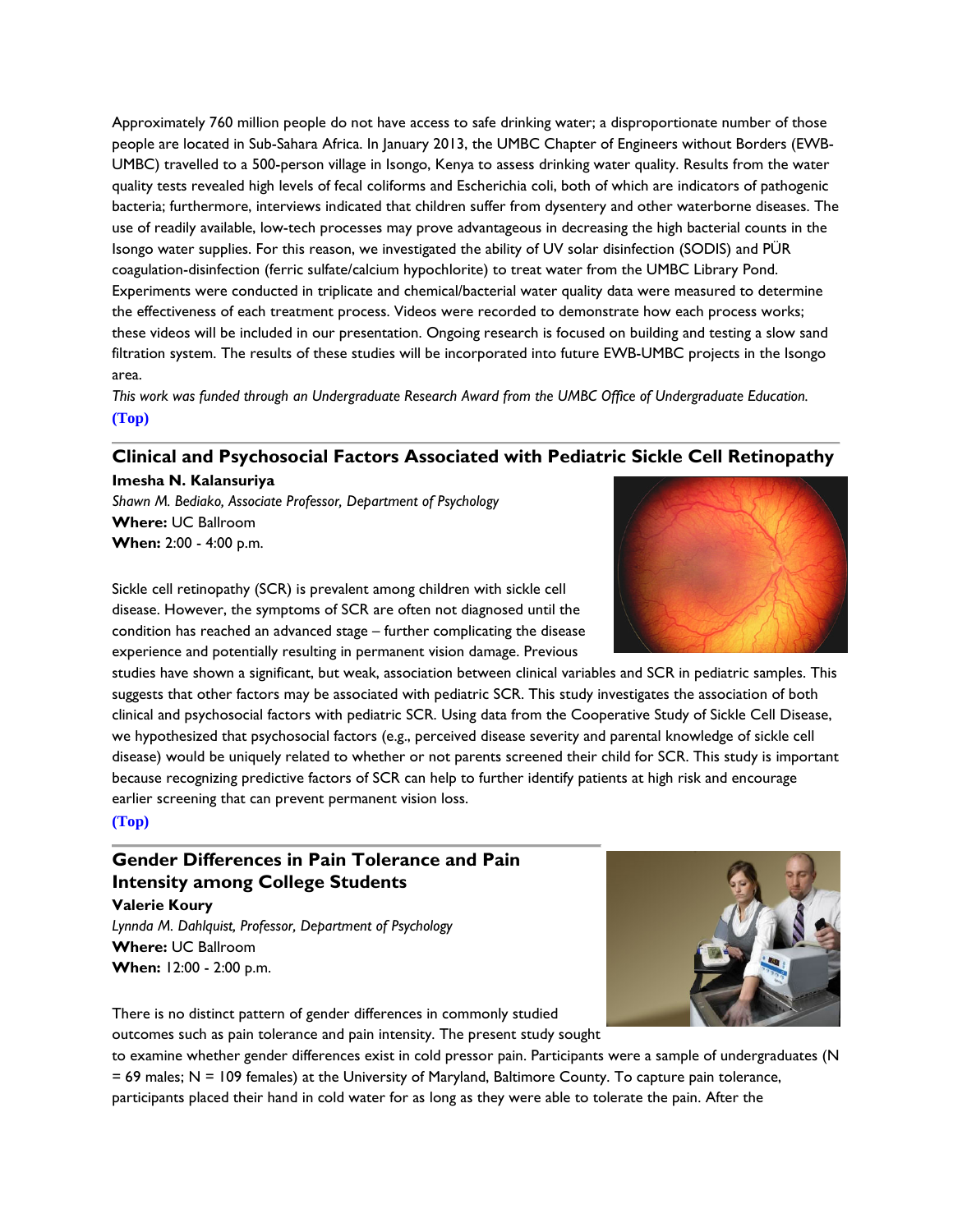Approximately 760 million people do not have access to safe drinking water; a disproportionate number of those people are located in Sub-Sahara Africa. In January 2013, the UMBC Chapter of Engineers without Borders (EWB-UMBC) travelled to a 500-person village in Isongo, Kenya to assess drinking water quality. Results from the water quality tests revealed high levels of fecal coliforms and Escherichia coli, both of which are indicators of pathogenic bacteria; furthermore, interviews indicated that children suffer from dysentery and other waterborne diseases. The use of readily available, low-tech processes may prove advantageous in decreasing the high bacterial counts in the Isongo water supplies. For this reason, we investigated the ability of UV solar disinfection (SODIS) and PÜR coagulation-disinfection (ferric sulfate/calcium hypochlorite) to treat water from the UMBC Library Pond. Experiments were conducted in triplicate and chemical/bacterial water quality data were measured to determine the effectiveness of each treatment process. Videos were recorded to demonstrate how each process works; these videos will be included in our presentation. Ongoing research is focused on building and testing a slow sand filtration system. The results of these studies will be incorporated into future EWB-UMBC projects in the Isongo area.

*This work was funded through an Undergraduate Research Award from the UMBC Office of Undergraduate Education.*

**(Top)**

## Clinical and Psychosocial Factors Associated with Pediatric Sickle Cell Retinopathy

**Imesha N. Kalansuriya**

*Shawn M. Bediako, Associate Professor, Department of Psychology*

**Where:** UC Ballroom

**When:** 2:00 - 4:00 p.m.

Sickle cell retinopathy (SCR) is prevalent among children with sickle cell disease. However, the symptoms of SCR are often not diagnosed until the condition has reached an advanced stage – further complicating the disease experience and potentially resulting in permanent vision damage. Previous studies have shown a significant, but weak, association between clinical variables and SCR in pediatric samples. This suggests that other factors may be associated with pediatric SCR. This study investigates the association of both clinical and psychosocial factors with pediatric SCR. Using data from the Cooperative Study of Sickle Cell Disease, we hypothesized that psychosocial factors (e.g., perceived disease severity and parental knowledge of sickle cell disease) would be uniquely related to whether or not parents screened their child for SCR. This study is important because recognizing predictive factors of SCR can help to further identify patients at high risk and encourage earlier screening that can prevent permanent vision loss.

**(Top)**

## Gender Differences in Pain Tolerance and Pain Intensity among College Students

**Valerie Koury**

*Lynnda M. Dahlquist, Professor, Department of Psychology*

**Where:** UC Ballroom

**When:** 12:00 - 2:00 p.m.

There is no distinct pattern of gender differences in commonly studied outcomes such as pain tolerance and pain intensity. The present study sought to examine whether gender differences exist in cold pressor pain. Participants were a sample of undergraduates (N = 69 males; N = 109 females) at the University of Maryland, Baltimore County. To capture pain tolerance, participants placed their hand in cold water for as long as they were able to tolerate the pain. After the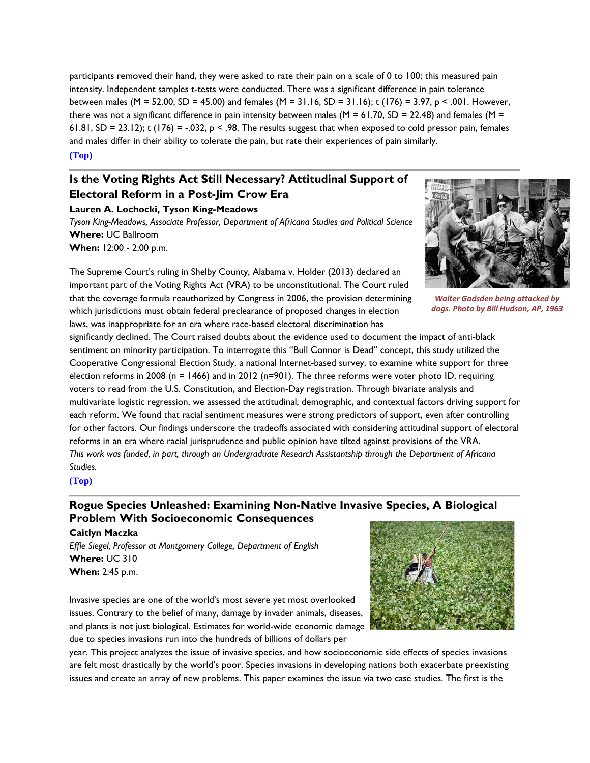participants removed their hand, they were asked to rate their pain on a scale of 0 to 100; this measured pain intensity. Independent samples t-tests were conducted. There was a significant difference in pain tolerance between males ($M = 52.00$, $SD = 45.00$) and females ($M = 31.16$, $SD = 31.16$); $t(176) = 3.97$, $p < .001$. However, there was not a significant difference in pain intensity between males ($M = 61.70$, $SD = 22.48$) and females ($M = 61.81$, $SD = 23.12$); $t(176) = -.032$, $p < .98$. The results suggest that when exposed to cold pressor pain, females and males differ in their ability to tolerate the pain, but rate their experiences of pain similarly.

**(Top)**

---

## Is the Voting Rights Act Still Necessary? Attitudinal Support of Electoral Reform in a Post-Jim Crow Era

**Lauren A. Lochocki, Tyson King-Meadows**

*Tyson King-Meadows, Associate Professor, Department of Africana Studies and Political Science*

**Where:** UC Ballroom

**When:** 12:00 - 2:00 p.m.

*Walter Gadsden being attacked by dogs. Photo by Bill Hudson, AP, 1963*

The Supreme Court's ruling in Shelby County, Alabama v. Holder (2013) declared an important part of the Voting Rights Act (VRA) to be unconstitutional. The Court ruled that the coverage formula reauthorized by Congress in 2006, the provision determining which jurisdictions must obtain federal preclearance of proposed changes in election laws, was inappropriate for an era where race-based electoral discrimination has significantly declined. The Court raised doubts about the evidence used to document the impact of anti-black sentiment on minority participation. To interrogate this "Bull Connor is Dead" concept, this study utilized the Cooperative Congressional Election Study, a national Internet-based survey, to examine white support for three election reforms in 2008 (n = 1466) and in 2012 (n=901). The three reforms were voter photo ID, requiring voters to read from the U.S. Constitution, and Election-Day registration. Through bivariate analysis and multivariate logistic regression, we assessed the attitudinal, demographic, and contextual factors driving support for each reform. We found that racial sentiment measures were strong predictors of support, even after controlling for other factors. Our findings underscore the tradeoffs associated with considering attitudinal support of electoral reforms in an era where racial jurisprudence and public opinion have tilted against provisions of the VRA.

*This work was funded, in part, through an Undergraduate Research Assistantship through the Department of Africana Studies.*

**(Top)**

---

## Rogue Species Unleashed: Examining Non-Native Invasive Species, A Biological Problem With Socioeconomic Consequences

**Caitlyn Maczka**

*Effie Siegel, Professor at Montgomery College, Department of English*

**Where:** UC 310

**When:** 2:45 p.m.

Invasive species are one of the world's most severe yet most overlooked issues. Contrary to the belief of many, damage by invader animals, diseases, and plants is not just biological. Estimates for world-wide economic damage due to species invasions run into the hundreds of billions of dollars per year. This project analyzes the issue of invasive species, and how socioeconomic side effects of species invasions are felt most drastically by the world's poor. Species invasions in developing nations both exacerbate preexisting issues and create an array of new problems. This paper examines the issue via two case studies. The first is the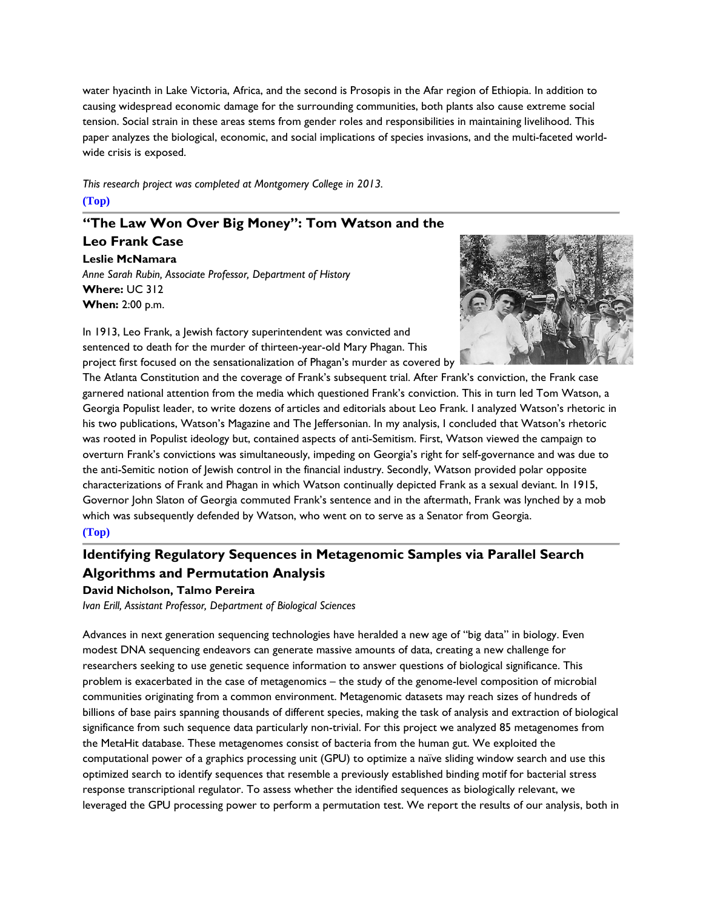water hyacinth in Lake Victoria, Africa, and the second is Prosopis in the Afar region of Ethiopia. In addition to causing widespread economic damage for the surrounding communities, both plants also cause extreme social tension. Social strain in these areas stems from gender roles and responsibilities in maintaining livelihood. This paper analyzes the biological, economic, and social implications of species invasions, and the multi-faceted world-wide crisis is exposed.

*This research project was completed at Montgomery College in 2013.*

**(Top)**

## "The Law Won Over Big Money": Tom Watson and the Leo Frank Case

**Leslie McNamara**

*Anne Sarah Rubin, Associate Professor, Department of History*

**Where:** UC 312

**When:** 2:00 p.m.

In 1913, Leo Frank, a Jewish factory superintendent was convicted and sentenced to death for the murder of thirteen-year-old Mary Phagan. This project first focused on the sensationalization of Phagan's murder as covered by The Atlanta Constitution and the coverage of Frank's subsequent trial. After Frank's conviction, the Frank case garnered national attention from the media which questioned Frank's conviction. This in turn led Tom Watson, a Georgia Populist leader, to write dozens of articles and editorials about Leo Frank. I analyzed Watson's rhetoric in his two publications, Watson's Magazine and The Jeffersonian. In my analysis, I concluded that Watson's rhetoric was rooted in Populist ideology but, contained aspects of anti-Semitism. First, Watson viewed the campaign to overturn Frank's convictions was simultaneously, impeding on Georgia's right for self-governance and was due to the anti-Semitic notion of Jewish control in the financial industry. Secondly, Watson provided polar opposite characterizations of Frank and Phagan in which Watson continually depicted Frank as a sexual deviant. In 1915, Governor John Slaton of Georgia commuted Frank's sentence and in the aftermath, Frank was lynched by a mob which was subsequently defended by Watson, who went on to serve as a Senator from Georgia.

**(Top)**

## Identifying Regulatory Sequences in Metagenomic Samples via Parallel Search Algorithms and Permutation Analysis

**David Nicholson, Talmo Pereira**

*Ivan Erill, Assistant Professor, Department of Biological Sciences*

Advances in next generation sequencing technologies have heralded a new age of "big data" in biology. Even modest DNA sequencing endeavors can generate massive amounts of data, creating a new challenge for researchers seeking to use genetic sequence information to answer questions of biological significance. This problem is exacerbated in the case of metagenomics – the study of the genome-level composition of microbial communities originating from a common environment. Metagenomic datasets may reach sizes of hundreds of billions of base pairs spanning thousands of different species, making the task of analysis and extraction of biological significance from such sequence data particularly non-trivial. For this project we analyzed 85 metagenomes from the MetaHit database. These metagenomes consist of bacteria from the human gut. We exploited the computational power of a graphics processing unit (GPU) to optimize a naïve sliding window search and use this optimized search to identify sequences that resemble a previously established binding motif for bacterial stress response transcriptional regulator. To assess whether the identified sequences as biologically relevant, we leveraged the GPU processing power to perform a permutation test. We report the results of our analysis, both in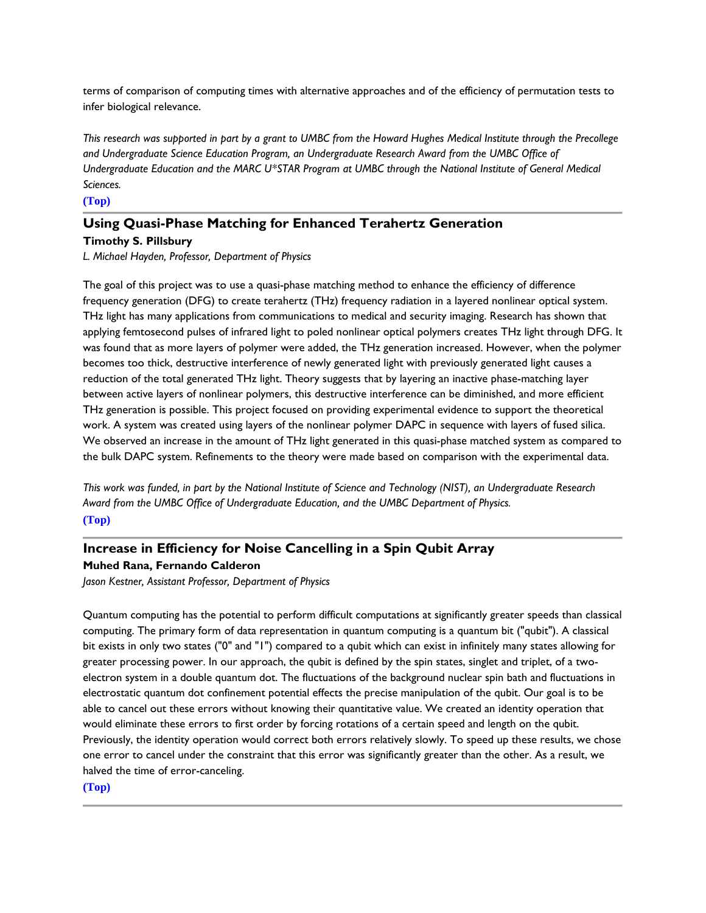terms of comparison of computing times with alternative approaches and of the efficiency of permutation tests to infer biological relevance.

*This research was supported in part by a grant to UMBC from the Howard Hughes Medical Institute through the Precollege and Undergraduate Science Education Program, an Undergraduate Research Award from the UMBC Office of Undergraduate Education and the MARC U*STAR Program at UMBC through the National Institute of General Medical Sciences.*

**(Top)**

---

## Using Quasi-Phase Matching for Enhanced Terahertz Generation

**Timothy S. Pillsbury**

*L. Michael Hayden, Professor, Department of Physics*

The goal of this project was to use a quasi-phase matching method to enhance the efficiency of difference frequency generation (DFG) to create terahertz (THz) frequency radiation in a layered nonlinear optical system. THz light has many applications from communications to medical and security imaging. Research has shown that applying femtosecond pulses of infrared light to poled nonlinear optical polymers creates THz light through DFG. It was found that as more layers of polymer were added, the THz generation increased. However, when the polymer becomes too thick, destructive interference of newly generated light with previously generated light causes a reduction of the total generated THz light. Theory suggests that by layering an inactive phase-matching layer between active layers of nonlinear polymers, this destructive interference can be diminished, and more efficient THz generation is possible. This project focused on providing experimental evidence to support the theoretical work. A system was created using layers of the nonlinear polymer DAPC in sequence with layers of fused silica. We observed an increase in the amount of THz light generated in this quasi-phase matched system as compared to the bulk DAPC system. Refinements to the theory were made based on comparison with the experimental data.

*This work was funded, in part by the National Institute of Science and Technology (NIST), an Undergraduate Research Award from the UMBC Office of Undergraduate Education, and the UMBC Department of Physics.*

**(Top)**

---

## Increase in Efficiency for Noise Cancelling in a Spin Qubit Array

**Muhed Rana, Fernando Calderon**

*Jason Kestner, Assistant Professor, Department of Physics*

Quantum computing has the potential to perform difficult computations at significantly greater speeds than classical computing. The primary form of data representation in quantum computing is a quantum bit ("qubit"). A classical bit exists in only two states ("0" and "1") compared to a qubit which can exist in infinitely many states allowing for greater processing power. In our approach, the qubit is defined by the spin states, singlet and triplet, of a two-electron system in a double quantum dot. The fluctuations of the background nuclear spin bath and fluctuations in electrostatic quantum dot confinement potential effects the precise manipulation of the qubit. Our goal is to be able to cancel out these errors without knowing their quantitative value. We created an identity operation that would eliminate these errors to first order by forcing rotations of a certain speed and length on the qubit. Previously, the identity operation would correct both errors relatively slowly. To speed up these results, we chose one error to cancel under the constraint that this error was significantly greater than the other. As a result, we halved the time of error-canceling.

**(Top)**

---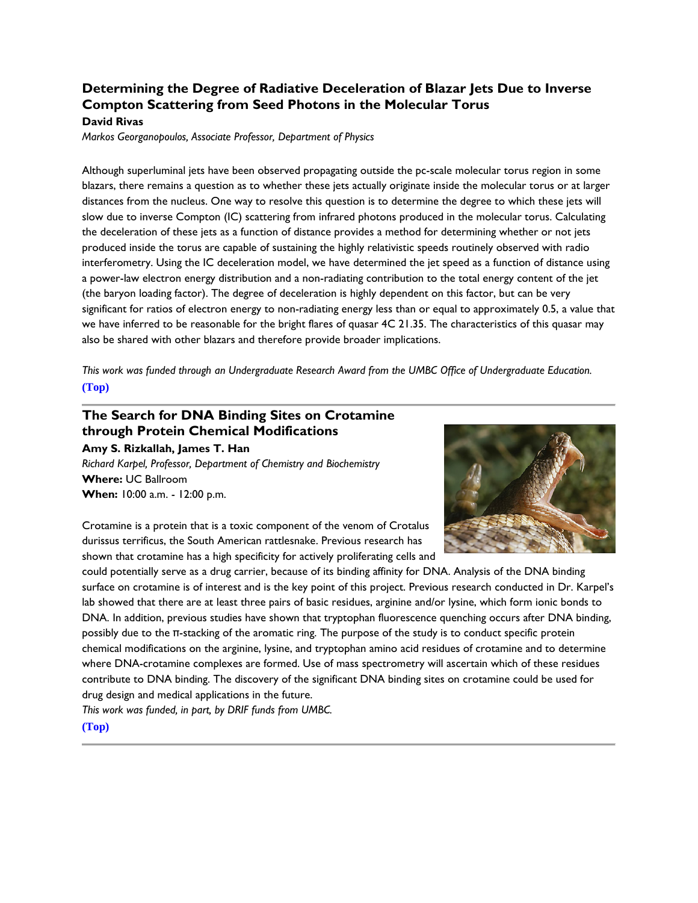### Determining the Degree of Radiative Deceleration of Blazar Jets Due to Inverse Compton Scattering from Seed Photons in the Molecular Torus

**David Rivas**

*Markos Georganopoulos, Associate Professor, Department of Physics*

Although superluminal jets have been observed propagating outside the pc-scale molecular torus region in some blazars, there remains a question as to whether these jets actually originate inside the molecular torus or at larger distances from the nucleus. One way to resolve this question is to determine the degree to which these jets will slow due to inverse Compton (IC) scattering from infrared photons produced in the molecular torus. Calculating the deceleration of these jets as a function of distance provides a method for determining whether or not jets produced inside the torus are capable of sustaining the highly relativistic speeds routinely observed with radio interferometry. Using the IC deceleration model, we have determined the jet speed as a function of distance using a power-law electron energy distribution and a non-radiating contribution to the total energy content of the jet (the baryon loading factor). The degree of deceleration is highly dependent on this factor, but can be very significant for ratios of electron energy to non-radiating energy less than or equal to approximately 0.5, a value that we have inferred to be reasonable for the bright flares of quasar 4C 21.35. The characteristics of this quasar may also be shared with other blazars and therefore provide broader implications.

*This work was funded through an Undergraduate Research Award from the UMBC Office of Undergraduate Education.*

(Top)

---

### The Search for DNA Binding Sites on Crotamine through Protein Chemical Modifications

**Amy S. Rizkallah, James T. Han**

*Richard Karpel, Professor, Department of Chemistry and Biochemistry*

**Where:** UC Ballroom

**When:** 10:00 a.m. - 12:00 p.m.

Crotamine is a protein that is a toxic component of the venom of Crotalus durissus terrificus, the South American rattlesnake. Previous research has shown that crotamine has a high specificity for actively proliferating cells and could potentially serve as a drug carrier, because of its binding affinity for DNA. Analysis of the DNA binding surface on crotamine is of interest and is the key point of this project. Previous research conducted in Dr. Karpel's lab showed that there are at least three pairs of basic residues, arginine and/or lysine, which form ionic bonds to DNA. In addition, previous studies have shown that tryptophan fluorescence quenching occurs after DNA binding, possibly due to the π-stacking of the aromatic ring. The purpose of the study is to conduct specific protein chemical modifications on the arginine, lysine, and tryptophan amino acid residues of crotamine and to determine where DNA-crotamine complexes are formed. Use of mass spectrometry will ascertain which of these residues contribute to DNA binding. The discovery of the significant DNA binding sites on crotamine could be used for drug design and medical applications in the future.

*This work was funded, in part, by DRIF funds from UMBC.*

(Top)

---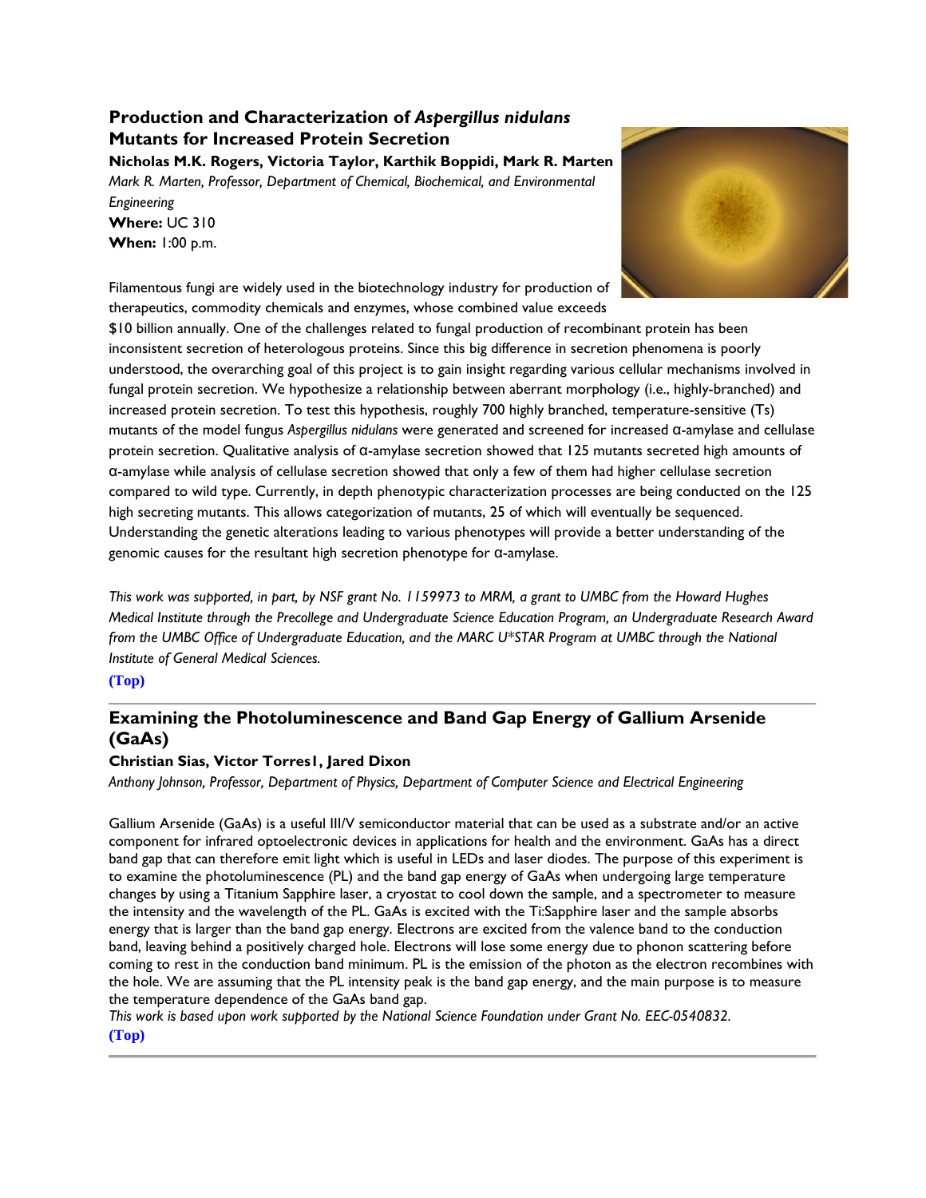## Production and Characterization of *Aspergillus nidulans* Mutants for Increased Protein Secretion

**Nicholas M.K. Rogers, Victoria Taylor, Karthik Boppidi, Mark R. Marten**

*Mark R. Marten, Professor, Department of Chemical, Biochemical, and Environmental Engineering*

**Where:** UC 310

**When:** 1:00 p.m.

Filamentous fungi are widely used in the biotechnology industry for production of therapeutics, commodity chemicals and enzymes, whose combined value exceeds $10 billion annually. One of the challenges related to fungal production of recombinant protein has been inconsistent secretion of heterologous proteins. Since this big difference in secretion phenomena is poorly understood, the overarching goal of this project is to gain insight regarding various cellular mechanisms involved in fungal protein secretion. We hypothesize a relationship between aberrant morphology (i.e., highly-branched) and increased protein secretion. To test this hypothesis, roughly 700 highly branched, temperature-sensitive (Ts) mutants of the model fungus *Aspergillus nidulans* were generated and screened for increased α-amylase and cellulase protein secretion. Qualitative analysis of α-amylase secretion showed that 125 mutants secreted high amounts of α-amylase while analysis of cellulase secretion showed that only a few of them had higher cellulase secretion compared to wild type. Currently, in depth phenotypic characterization processes are being conducted on the 125 high secreting mutants. This allows categorization of mutants, 25 of which will eventually be sequenced. Understanding the genetic alterations leading to various phenotypes will provide a better understanding of the genomic causes for the resultant high secretion phenotype for α-amylase.

*This work was supported, in part, by NSF grant No. 1159973 to MRM, a grant to UMBC from the Howard Hughes Medical Institute through the Precollege and Undergraduate Science Education Program, an Undergraduate Research Award from the UMBC Office of Undergraduate Education, and the MARC U*STAR Program at UMBC through the National Institute of General Medical Sciences.*

**(Top)**

## Examining the Photoluminescence and Band Gap Energy of Gallium Arsenide (GaAs)

**Christian Sias, Victor Torres1, Jared Dixon**

*Anthony Johnson, Professor, Department of Physics, Department of Computer Science and Electrical Engineering*

Gallium Arsenide (GaAs) is a useful III/V semiconductor material that can be used as a substrate and/or an active component for infrared optoelectronic devices in applications for health and the environment. GaAs has a direct band gap that can therefore emit light which is useful in LEDs and laser diodes. The purpose of this experiment is to examine the photoluminescence (PL) and the band gap energy of GaAs when undergoing large temperature changes by using a Titanium Sapphire laser, a cryostat to cool down the sample, and a spectrometer to measure the intensity and the wavelength of the PL. GaAs is excited with the Ti:Sapphire laser and the sample absorbs energy that is larger than the band gap energy. Electrons are excited from the valence band to the conduction band, leaving behind a positively charged hole. Electrons will lose some energy due to phonon scattering before coming to rest in the conduction band minimum. PL is the emission of the photon as the electron recombines with the hole. We are assuming that the PL intensity peak is the band gap energy, and the main purpose is to measure the temperature dependence of the GaAs band gap.

*This work is based upon work supported by the National Science Foundation under Grant No. EEC-0540832.*

**(Top)**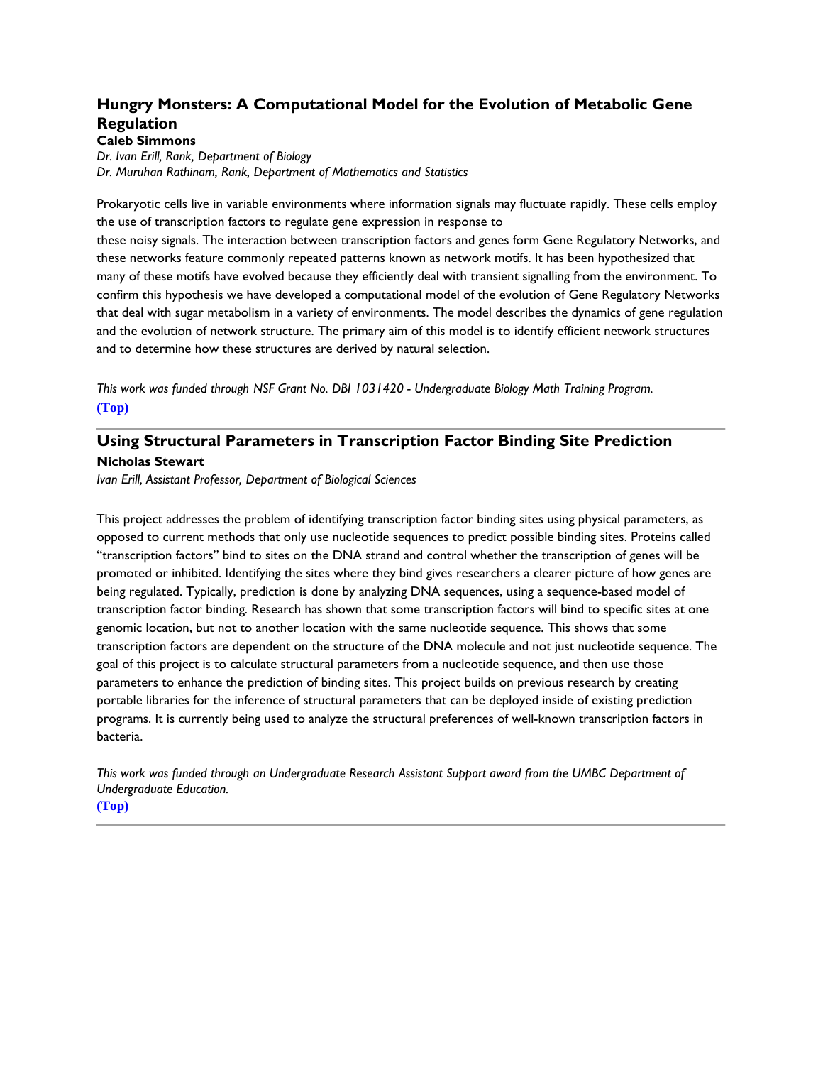## Hungry Monsters: A Computational Model for the Evolution of Metabolic Gene Regulation

**Caleb Simmons**

*Dr. Ivan Erill, Rank, Department of Biology*
*Dr. Muruhan Rathinam, Rank, Department of Mathematics and Statistics*

Prokaryotic cells live in variable environments where information signals may fluctuate rapidly. These cells employ the use of transcription factors to regulate gene expression in response to these noisy signals. The interaction between transcription factors and genes form Gene Regulatory Networks, and these networks feature commonly repeated patterns known as network motifs. It has been hypothesized that many of these motifs have evolved because they efficiently deal with transient signalling from the environment. To confirm this hypothesis we have developed a computational model of the evolution of Gene Regulatory Networks that deal with sugar metabolism in a variety of environments. The model describes the dynamics of gene regulation and the evolution of network structure. The primary aim of this model is to identify efficient network structures and to determine how these structures are derived by natural selection.

*This work was funded through NSF Grant No. DBI 1031420 - Undergraduate Biology Math Training Program.*

(Top)

---

## Using Structural Parameters in Transcription Factor Binding Site Prediction

**Nicholas Stewart**

*Ivan Erill, Assistant Professor, Department of Biological Sciences*

This project addresses the problem of identifying transcription factor binding sites using physical parameters, as opposed to current methods that only use nucleotide sequences to predict possible binding sites. Proteins called "transcription factors" bind to sites on the DNA strand and control whether the transcription of genes will be promoted or inhibited. Identifying the sites where they bind gives researchers a clearer picture of how genes are being regulated. Typically, prediction is done by analyzing DNA sequences, using a sequence-based model of transcription factor binding. Research has shown that some transcription factors will bind to specific sites at one genomic location, but not to another location with the same nucleotide sequence. This shows that some transcription factors are dependent on the structure of the DNA molecule and not just nucleotide sequence. The goal of this project is to calculate structural parameters from a nucleotide sequence, and then use those parameters to enhance the prediction of binding sites. This project builds on previous research by creating portable libraries for the inference of structural parameters that can be deployed inside of existing prediction programs. It is currently being used to analyze the structural preferences of well-known transcription factors in bacteria.

*This work was funded through an Undergraduate Research Assistant Support award from the UMBC Department of Undergraduate Education.*

(Top)

---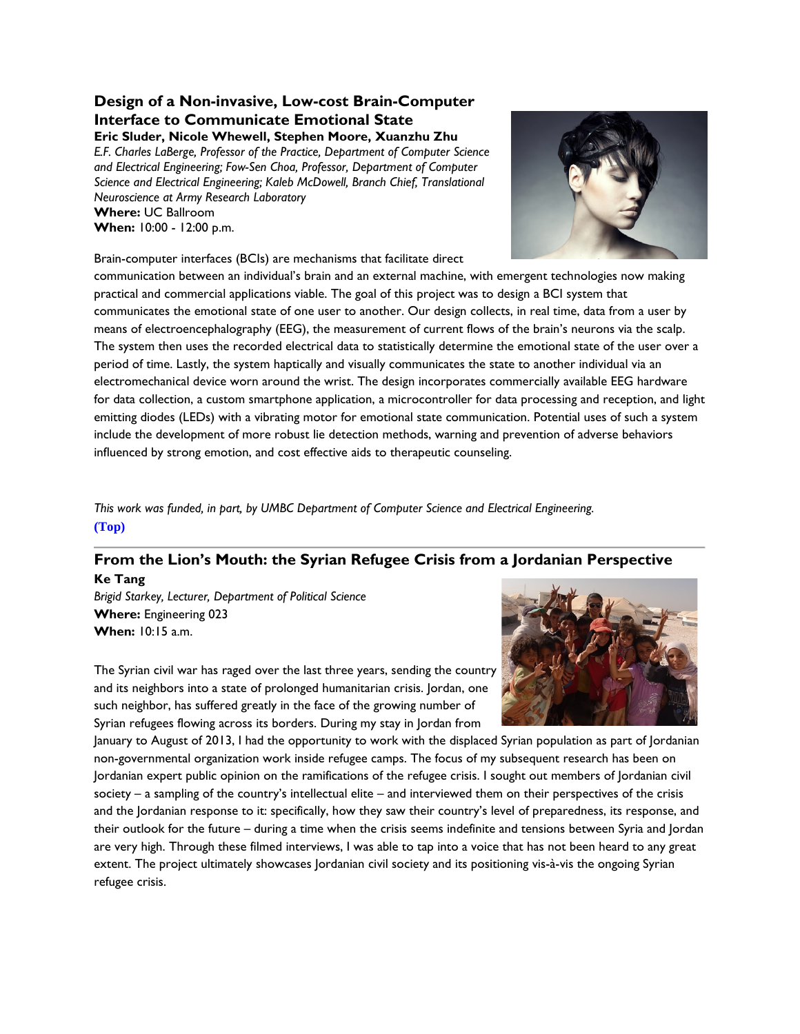### Design of a Non-invasive, Low-cost Brain-Computer Interface to Communicate Emotional State

**Eric Sluder, Nicole Whewell, Stephen Moore, Xuanzhu Zhu**

*E.F. Charles LaBerge, Professor of the Practice, Department of Computer Science and Electrical Engineering; Fow-Sen Choa, Professor, Department of Computer Science and Electrical Engineering; Kaleb McDowell, Branch Chief, Translational Neuroscience at Army Research Laboratory*

**Where:** UC Ballroom
**When:** 10:00 - 12:00 p.m.

Brain-computer interfaces (BCIs) are mechanisms that facilitate direct communication between an individual's brain and an external machine, with emergent technologies now making practical and commercial applications viable. The goal of this project was to design a BCI system that communicates the emotional state of one user to another. Our design collects, in real time, data from a user by means of electroencephalography (EEG), the measurement of current flows of the brain's neurons via the scalp. The system then uses the recorded electrical data to statistically determine the emotional state of the user over a period of time. Lastly, the system haptically and visually communicates the state to another individual via an electromechanical device worn around the wrist. The design incorporates commercially available EEG hardware for data collection, a custom smartphone application, a microcontroller for data processing and reception, and light emitting diodes (LEDs) with a vibrating motor for emotional state communication. Potential uses of such a system include the development of more robust lie detection methods, warning and prevention of adverse behaviors influenced by strong emotion, and cost effective aids to therapeutic counseling.

*This work was funded, in part, by UMBC Department of Computer Science and Electrical Engineering.*

**(Top)**

---

### From the Lion's Mouth: the Syrian Refugee Crisis from a Jordanian Perspective

**Ke Tang**

*Brigid Starkey, Lecturer, Department of Political Science*

**Where:** Engineering 023
**When:** 10:15 a.m.

The Syrian civil war has raged over the last three years, sending the country and its neighbors into a state of prolonged humanitarian crisis. Jordan, one such neighbor, has suffered greatly in the face of the growing number of Syrian refugees flowing across its borders. During my stay in Jordan from January to August of 2013, I had the opportunity to work with the displaced Syrian population as part of Jordanian non-governmental organization work inside refugee camps. The focus of my subsequent research has been on Jordanian expert public opinion on the ramifications of the refugee crisis. I sought out members of Jordanian civil society – a sampling of the country's intellectual elite – and interviewed them on their perspectives of the crisis and the Jordanian response to it: specifically, how they saw their country's level of preparedness, its response, and their outlook for the future – during a time when the crisis seems indefinite and tensions between Syria and Jordan are very high. Through these filmed interviews, I was able to tap into a voice that has not been heard to any great extent. The project ultimately showcases Jordanian civil society and its positioning vis-à-vis the ongoing Syrian refugee crisis.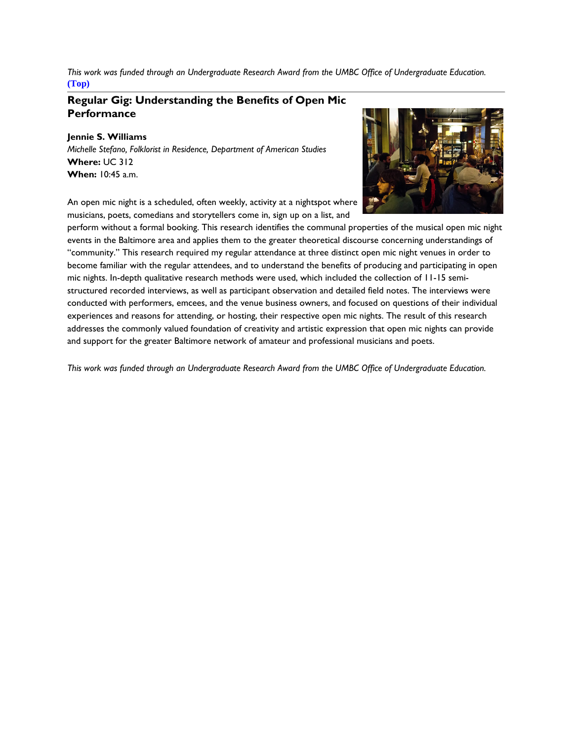*This work was funded through an Undergraduate Research Award from the UMBC Office of Undergraduate Education.*
**(Top)**

## Regular Gig: Understanding the Benefits of Open Mic Performance

**Jennie S. Williams**
*Michelle Stefano, Folklorist in Residence, Department of American Studies*
**Where:** UC 312
**When:** 10:45 a.m.

An open mic night is a scheduled, often weekly, activity at a nightspot where musicians, poets, comedians and storytellers come in, sign up on a list, and perform without a formal booking. This research identifies the communal properties of the musical open mic night events in the Baltimore area and applies them to the greater theoretical discourse concerning understandings of "community." This research required my regular attendance at three distinct open mic night venues in order to become familiar with the regular attendees, and to understand the benefits of producing and participating in open mic nights. In-depth qualitative research methods were used, which included the collection of 11-15 semi-structured recorded interviews, as well as participant observation and detailed field notes. The interviews were conducted with performers, emcees, and the venue business owners, and focused on questions of their individual experiences and reasons for attending, or hosting, their respective open mic nights. The result of this research addresses the commonly valued foundation of creativity and artistic expression that open mic nights can provide and support for the greater Baltimore network of amateur and professional musicians and poets.

*This work was funded through an Undergraduate Research Award from the UMBC Office of Undergraduate Education.*